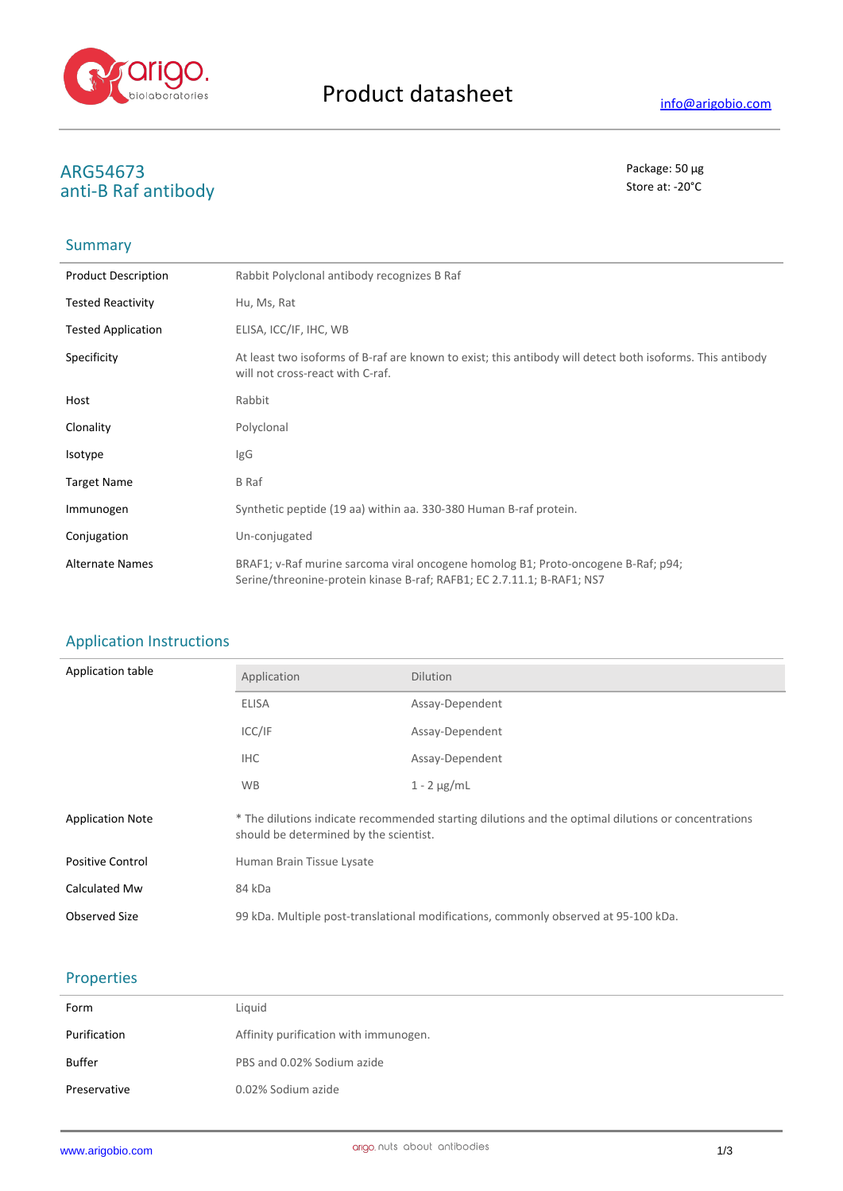# Product datasheet

info@arigobio.com

## ARG54673
## anti-B Raf antibody

Package: 50 μg
Store at: -20°C

### Summary

| | |
|---|---|
| Product Description | Rabbit Polyclonal antibody recognizes B Raf |
| Tested Reactivity | Hu, Ms, Rat |
| Tested Application | ELISA, ICC/IF, IHC, WB |
| Specificity | At least two isoforms of B-raf are known to exist; this antibody will detect both isoforms. This antibody will not cross-react with C-raf. |
| Host | Rabbit |
| Clonality | Polyclonal |
| Isotype | IgG |
| Target Name | B Raf |
| Immunogen | Synthetic peptide (19 aa) within aa. 330-380 Human B-raf protein. |
| Conjugation | Un-conjugated |
| Alternate Names | BRAF1; v-Raf murine sarcoma viral oncogene homolog B1; Proto-oncogene B-Raf; p94; Serine/threonine-protein kinase B-raf; RAFB1; EC 2.7.11.1; B-RAF1; NS7 |

### Application Instructions

Application table

| Application | Dilution |
|---|---|
| ELISA | Assay-Dependent |
| ICC/IF | Assay-Dependent |
| IHC | Assay-Dependent |
| WB | 1 - 2 μg/mL |

| | |
|---|---|
| Application Note | * The dilutions indicate recommended starting dilutions and the optimal dilutions or concentrations should be determined by the scientist. |
| Positive Control | Human Brain Tissue Lysate |
| Calculated Mw | 84 kDa |
| Observed Size | 99 kDa. Multiple post-translational modifications, commonly observed at 95-100 kDa. |

### Properties

| | |
|---|---|
| Form | Liquid |
| Purification | Affinity purification with immunogen. |
| Buffer | PBS and 0.02% Sodium azide |
| Preservative | 0.02% Sodium azide |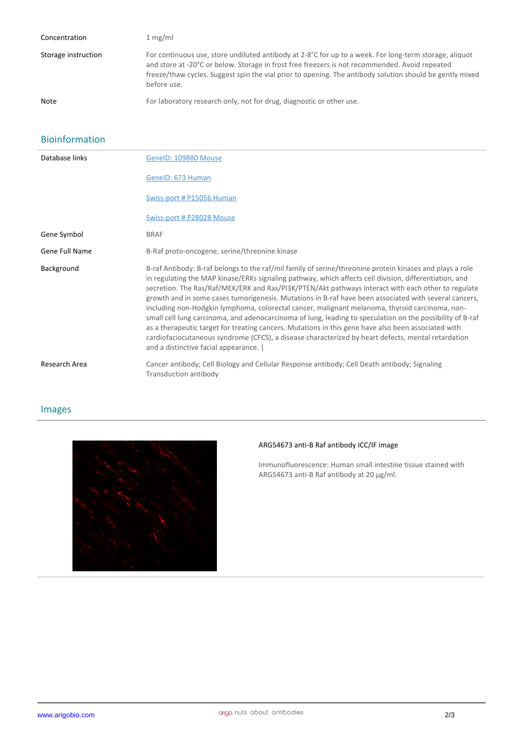| | |
|---|---|
| Concentration | 1 mg/ml |
| Storage instruction | For continuous use, store undiluted antibody at 2-8°C for up to a week. For long-term storage, aliquot and store at -20°C or below. Storage in frost free freezers is not recommended. Avoid repeated freeze/thaw cycles. Suggest spin the vial prior to opening. The antibody solution should be gently mixed before use. |
| Note | For laboratory research only, not for drug, diagnostic or other use. |

## Bioinformation

| | |
|---|---|
| Database links | GeneID: 109880 Mouse<br>GeneID: 673 Human<br>Swiss-port # P15056 Human<br>Swiss-port # P28028 Mouse |
| Gene Symbol | BRAF |
| Gene Full Name | B-Raf proto-oncogene, serine/threonine kinase |
| Background | B-raf Antibody: B-raf belongs to the raf/mil family of serine/threonine protein kinases and plays a role in regulating the MAP kinase/ERKs signaling pathway, which affects cell division, differentiation, and secretion. The Ras/Raf/MEK/ERK and Ras/PI3K/PTEN/Akt pathways interact with each other to regulate growth and in some cases tumorigenesis. Mutations in B-raf have been associated with several cancers, including non-Hodgkin lymphoma, colorectal cancer, malignant melanoma, thyroid carcinoma, non-small cell lung carcinoma, and adenocarcinoma of lung, leading to speculation on the possibility of B-raf as a therapeutic target for treating cancers. Mutations in this gene have also been associated with cardiofaciocutaneous syndrome (CFCS), a disease characterized by heart defects, mental retardation and a distinctive facial appearance. \| |
| Research Area | Cancer antibody; Cell Biology and Cellular Response antibody; Cell Death antibody; Signaling Transduction antibody |

## Images

ARG54673 anti-B Raf antibody ICC/IF image

Immunofluorescence: Human small intestine tissue stained with ARG54673 anti-B Raf antibody at 20 µg/ml.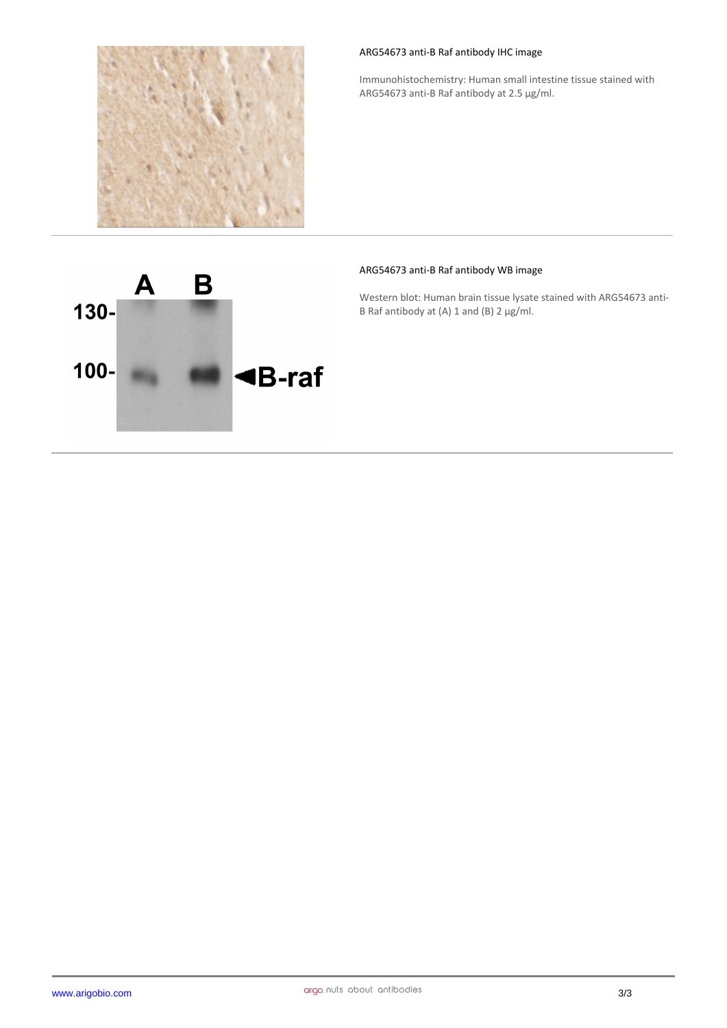ARG54673 anti-B Raf antibody IHC image

Immunohistochemistry: Human small intestine tissue stained with ARG54673 anti-B Raf antibody at 2.5 µg/ml.

A
B
130-
100-
B-raf

ARG54673 anti-B Raf antibody WB image

Western blot: Human brain tissue lysate stained with ARG54673 anti-B Raf antibody at (A) 1 and (B) 2 µg/ml.